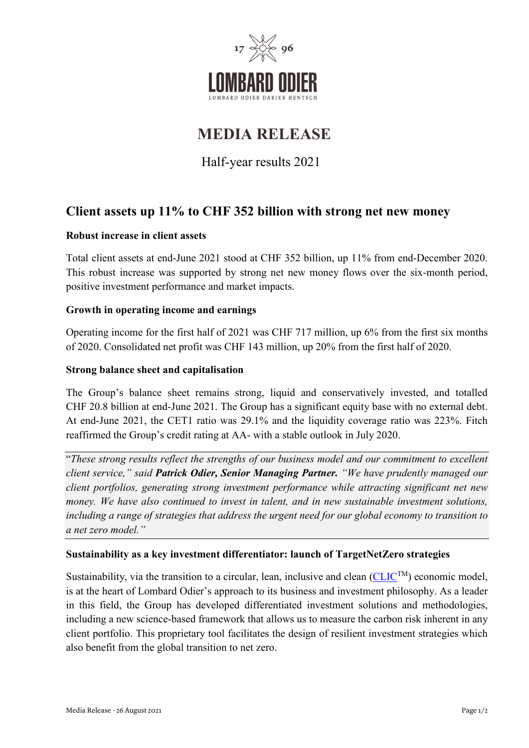17 96

LOMBARD ODIER

LOMBARD ODIER DARIER HENTSCH

# MEDIA RELEASE

Half-year results 2021

## Client assets up 11% to CHF 352 billion with strong net new money

### Robust increase in client assets

Total client assets at end-June 2021 stood at CHF 352 billion, up 11% from end-December 2020. This robust increase was supported by strong net new money flows over the six-month period, positive investment performance and market impacts.

### Growth in operating income and earnings

Operating income for the first half of 2021 was CHF 717 million, up 6% from the first six months of 2020. Consolidated net profit was CHF 143 million, up 20% from the first half of 2020.

### Strong balance sheet and capitalisation

The Group's balance sheet remains strong, liquid and conservatively invested, and totalled CHF 20.8 billion at end-June 2021. The Group has a significant equity base with no external debt. At end-June 2021, the CET1 ratio was 29.1% and the liquidity coverage ratio was 223%. Fitch reaffirmed the Group's credit rating at AA- with a stable outlook in July 2020.

"*These strong results reflect the strengths of our business model and our commitment to excellent client service," said* ***Patrick Odier, Senior Managing Partner.*** *"We have prudently managed our client portfolios, generating strong investment performance while attracting significant net new money. We have also continued to invest in talent, and in new sustainable investment solutions, including a range of strategies that address the urgent need for our global economy to transition to a net zero model."*

### Sustainability as a key investment differentiator: launch of TargetNetZero strategies

Sustainability, via the transition to a circular, lean, inclusive and clean (CLIC™) economic model, is at the heart of Lombard Odier's approach to its business and investment philosophy. As a leader in this field, the Group has developed differentiated investment solutions and methodologies, including a new science-based framework that allows us to measure the carbon risk inherent in any client portfolio. This proprietary tool facilitates the design of resilient investment strategies which also benefit from the global transition to net zero.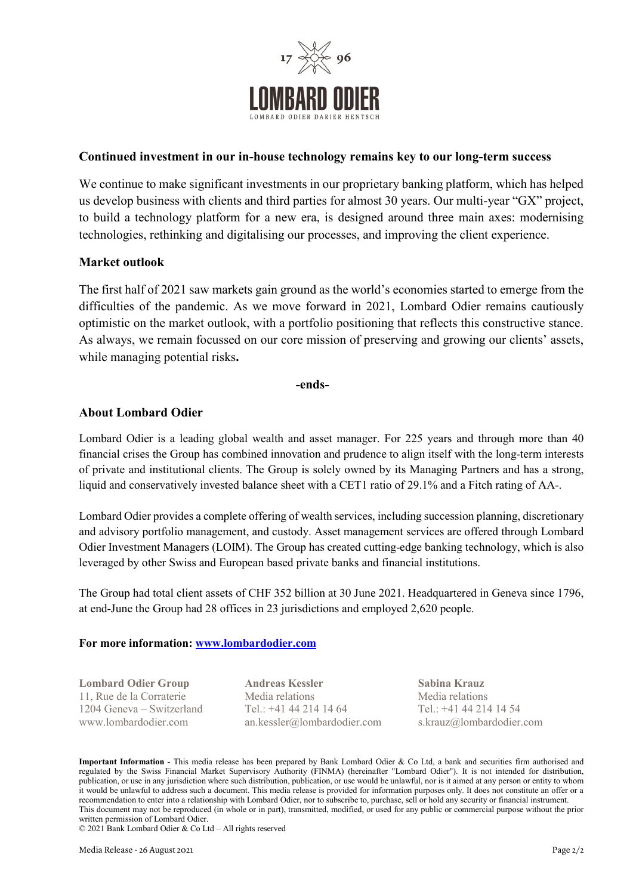**Continued investment in our in-house technology remains key to our long-term success**

We continue to make significant investments in our proprietary banking platform, which has helped us develop business with clients and third parties for almost 30 years. Our multi-year "GX" project, to build a technology platform for a new era, is designed around three main axes: modernising technologies, rethinking and digitalising our processes, and improving the client experience.

**Market outlook**

The first half of 2021 saw markets gain ground as the world's economies started to emerge from the difficulties of the pandemic. As we move forward in 2021, Lombard Odier remains cautiously optimistic on the market outlook, with a portfolio positioning that reflects this constructive stance. As always, we remain focussed on our core mission of preserving and growing our clients' assets, while managing potential risks**.**

**-ends-**

## About Lombard Odier

Lombard Odier is a leading global wealth and asset manager. For 225 years and through more than 40 financial crises the Group has combined innovation and prudence to align itself with the long-term interests of private and institutional clients. The Group is solely owned by its Managing Partners and has a strong, liquid and conservatively invested balance sheet with a CET1 ratio of 29.1% and a Fitch rating of AA-.

Lombard Odier provides a complete offering of wealth services, including succession planning, discretionary and advisory portfolio management, and custody. Asset management services are offered through Lombard Odier Investment Managers (LOIM). The Group has created cutting-edge banking technology, which is also leveraged by other Swiss and European based private banks and financial institutions.

The Group had total client assets of CHF 352 billion at 30 June 2021. Headquartered in Geneva since 1796, at end-June the Group had 28 offices in 23 jurisdictions and employed 2,620 people.

**For more information: [www.lombardodier.com](http://www.lombardodier.com)**

**Lombard Odier Group**
11, Rue de la Corraterie
1204 Geneva – Switzerland
www.lombardodier.com

**Andreas Kessler**
Media relations
Tel.: +41 44 214 14 64
an.kessler@lombardodier.com

**Sabina Krauz**
Media relations
Tel.: +41 44 214 14 54
s.krauz@lombardodier.com

**Important Information -** This media release has been prepared by Bank Lombard Odier & Co Ltd, a bank and securities firm authorised and regulated by the Swiss Financial Market Supervisory Authority (FINMA) (hereinafter "Lombard Odier"). It is not intended for distribution, publication, or use in any jurisdiction where such distribution, publication, or use would be unlawful, nor is it aimed at any person or entity to whom it would be unlawful to address such a document. This media release is provided for information purposes only. It does not constitute an offer or a recommendation to enter into a relationship with Lombard Odier, nor to subscribe to, purchase, sell or hold any security or financial instrument.
This document may not be reproduced (in whole or in part), transmitted, modified, or used for any public or commercial purpose without the prior written permission of Lombard Odier.
© 2021 Bank Lombard Odier & Co Ltd – All rights reserved